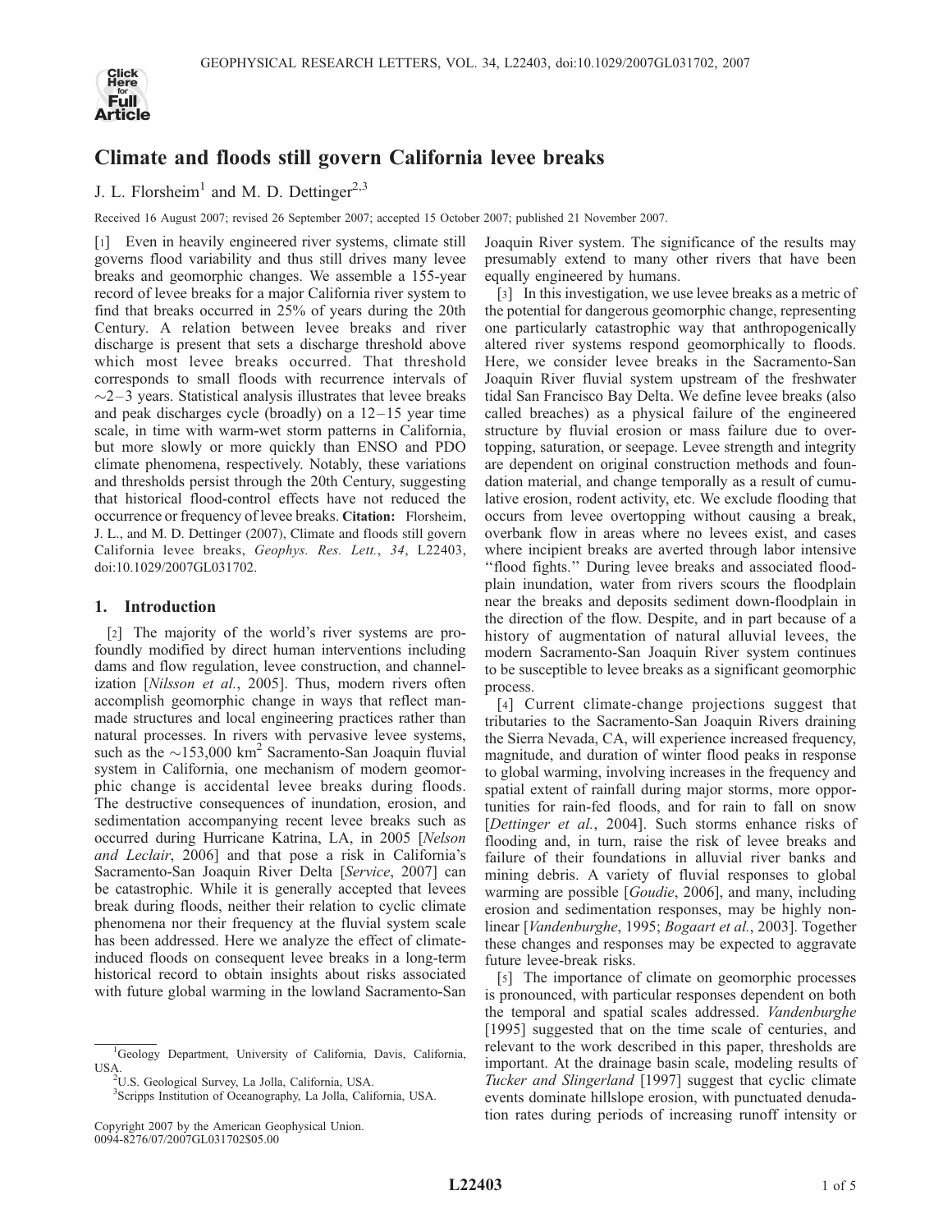# Climate and floods still govern California levee breaks

J. L. Florsheim[1] and M. D. Dettinger[2,3]

Received 16 August 2007; revised 26 September 2007; accepted 15 October 2007; published 21 November 2007.

[1] Even in heavily engineered river systems, climate still governs flood variability and thus still drives many levee breaks and geomorphic changes. We assemble a 155-year record of levee breaks for a major California river system to find that breaks occurred in 25% of years during the 20th Century. A relation between levee breaks and river discharge is present that sets a discharge threshold above which most levee breaks occurred. That threshold corresponds to small floods with recurrence intervals of ~2–3 years. Statistical analysis illustrates that levee breaks and peak discharges cycle (broadly) on a 12–15 year time scale, in time with warm-wet storm patterns in California, but more slowly or more quickly than ENSO and PDO climate phenomena, respectively. Notably, these variations and thresholds persist through the 20th Century, suggesting that historical flood-control effects have not reduced the occurrence or frequency of levee breaks. **Citation:** Florsheim, J. L., and M. D. Dettinger (2007), Climate and floods still govern California levee breaks, *Geophys. Res. Lett.*, *34*, L22403, doi:10.1029/2007GL031702.

## 1. Introduction

[2] The majority of the world's river systems are profoundly modified by direct human interventions including dams and flow regulation, levee construction, and channelization [*Nilsson et al.*, 2005]. Thus, modern rivers often accomplish geomorphic change in ways that reflect man-made structures and local engineering practices rather than natural processes. In rivers with pervasive levee systems, such as the ~153,000 km$^2$ Sacramento-San Joaquin fluvial system in California, one mechanism of modern geomorphic change is accidental levee breaks during floods. The destructive consequences of inundation, erosion, and sedimentation accompanying recent levee breaks such as occurred during Hurricane Katrina, LA, in 2005 [*Nelson and Leclair*, 2006] and that pose a risk in California's Sacramento-San Joaquin River Delta [*Service*, 2007] can be catastrophic. While it is generally accepted that levees break during floods, neither their relation to cyclic climate phenomena nor their frequency at the fluvial system scale has been addressed. Here we analyze the effect of climate-induced floods on consequent levee breaks in a long-term historical record to obtain insights about risks associated with future global warming in the lowland Sacramento-San Joaquin River system. The significance of the results may presumably extend to many other rivers that have been equally engineered by humans.

[3] In this investigation, we use levee breaks as a metric of the potential for dangerous geomorphic change, representing one particularly catastrophic way that anthropogenically altered river systems respond geomorphically to floods. Here, we consider levee breaks in the Sacramento-San Joaquin River fluvial system upstream of the freshwater tidal San Francisco Bay Delta. We define levee breaks (also called breaches) as a physical failure of the engineered structure by fluvial erosion or mass failure due to overtopping, saturation, or seepage. Levee strength and integrity are dependent on original construction methods and foundation material, and change temporally as a result of cumulative erosion, rodent activity, etc. We exclude flooding that occurs from levee overtopping without causing a break, overbank flow in areas where no levees exist, and cases where incipient breaks are averted through labor intensive "flood fights." During levee breaks and associated floodplain inundation, water from rivers scours the floodplain near the breaks and deposits sediment down-floodplain in the direction of the flow. Despite, and in part because of a history of augmentation of natural alluvial levees, the modern Sacramento-San Joaquin River system continues to be susceptible to levee breaks as a significant geomorphic process.

[4] Current climate-change projections suggest that tributaries to the Sacramento-San Joaquin Rivers draining the Sierra Nevada, CA, will experience increased frequency, magnitude, and duration of winter flood peaks in response to global warming, involving increases in the frequency and spatial extent of rainfall during major storms, more opportunities for rain-fed floods, and for rain to fall on snow [*Dettinger et al.*, 2004]. Such storms enhance risks of flooding and, in turn, raise the risk of levee breaks and failure of their foundations in alluvial river banks and mining debris. A variety of fluvial responses to global warming are possible [*Goudie*, 2006], and many, including erosion and sedimentation responses, may be highly nonlinear [*Vandenburghe*, 1995; *Bogaart et al.*, 2003]. Together these changes and responses may be expected to aggravate future levee-break risks.

[5] The importance of climate on geomorphic processes is pronounced, with particular responses dependent on both the temporal and spatial scales addressed. *Vandenburghe* [1995] suggested that on the time scale of centuries, and relevant to the work described in this paper, thresholds are important. At the drainage basin scale, modeling results of *Tucker and Slingerland* [1997] suggest that cyclic climate events dominate hillslope erosion, with punctuated denudation rates during periods of increasing runoff intensity or

---

[1] Geology Department, University of California, Davis, California, USA.

[2] U.S. Geological Survey, La Jolla, California, USA.

[3] Scripps Institution of Oceanography, La Jolla, California, USA.

Copyright 2007 by the American Geophysical Union.
0094-8276/07/2007GL031702$05.00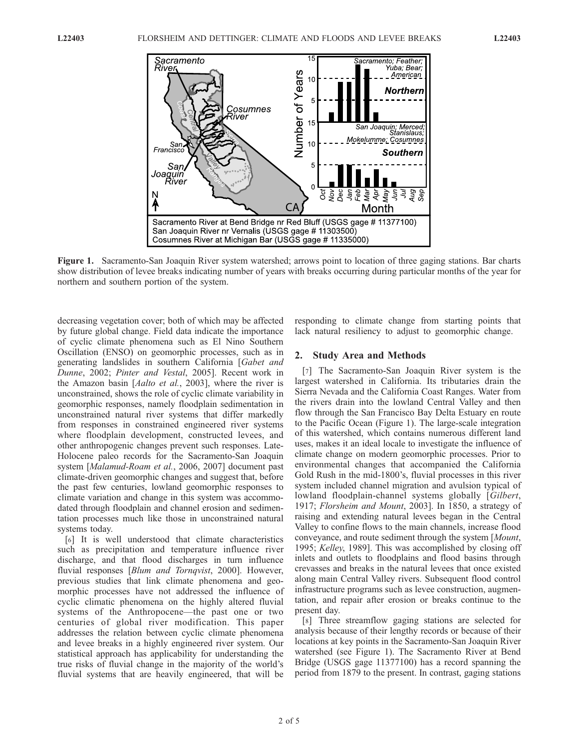**Figure 1.** Sacramento-San Joaquin River system watershed; arrows point to location of three gaging stations. Bar charts show distribution of levee breaks indicating number of years with breaks occurring during particular months of the year for northern and southern portion of the system.

decreasing vegetation cover; both of which may be affected by future global change. Field data indicate the importance of cyclic climate phenomena such as El Nino Southern Oscillation (ENSO) on geomorphic processes, such as in generating landslides in southern California [*Gabet and Dunne*, 2002; *Pinter and Vestal*, 2005]. Recent work in the Amazon basin [*Aalto et al.*, 2003], where the river is unconstrained, shows the role of cyclic climate variability in geomorphic responses, namely floodplain sedimentation in unconstrained natural river systems that differ markedly from responses in constrained engineered river systems where floodplain development, constructed levees, and other anthropogenic changes prevent such responses. Late-Holocene paleo records for the Sacramento-San Joaquin system [*Malamud-Roam et al.*, 2006, 2007] document past climate-driven geomorphic changes and suggest that, before the past few centuries, lowland geomorphic responses to climate variation and change in this system was accommodated through floodplain and channel erosion and sedimentation processes much like those in unconstrained natural systems today.

[6] It is well understood that climate characteristics such as precipitation and temperature influence river discharge, and that flood discharges in turn influence fluvial responses [*Blum and Tornqvist*, 2000]. However, previous studies that link climate phenomena and geomorphic processes have not addressed the influence of cyclic climatic phenomena on the highly altered fluvial systems of the Anthropocene—the past one or two centuries of global river modification. This paper addresses the relation between cyclic climate phenomena and levee breaks in a highly engineered river system. Our statistical approach has applicability for understanding the true risks of fluvial change in the majority of the world's fluvial systems that are heavily engineered, that will be responding to climate change from starting points that lack natural resiliency to adjust to geomorphic change.

## 2. Study Area and Methods

[7] The Sacramento-San Joaquin River system is the largest watershed in California. Its tributaries drain the Sierra Nevada and the California Coast Ranges. Water from the rivers drain into the lowland Central Valley and then flow through the San Francisco Bay Delta Estuary en route to the Pacific Ocean (Figure 1). The large-scale integration of this watershed, which contains numerous different land uses, makes it an ideal locale to investigate the influence of climate change on modern geomorphic processes. Prior to environmental changes that accompanied the California Gold Rush in the mid-1800's, fluvial processes in this river system included channel migration and avulsion typical of lowland floodplain-channel systems globally [*Gilbert*, 1917; *Florsheim and Mount*, 2003]. In 1850, a strategy of raising and extending natural levees began in the Central Valley to confine flows to the main channels, increase flood conveyance, and route sediment through the system [*Mount*, 1995; *Kelley*, 1989]. This was accomplished by closing off inlets and outlets to floodplains and flood basins through crevasses and breaks in the natural levees that once existed along main Central Valley rivers. Subsequent flood control infrastructure programs such as levee construction, augmentation, and repair after erosion or breaks continue to the present day.

[8] Three streamflow gaging stations are selected for analysis because of their lengthy records or because of their locations at key points in the Sacramento-San Joaquin River watershed (see Figure 1). The Sacramento River at Bend Bridge (USGS gage 11377100) has a record spanning the period from 1879 to the present. In contrast, gaging stations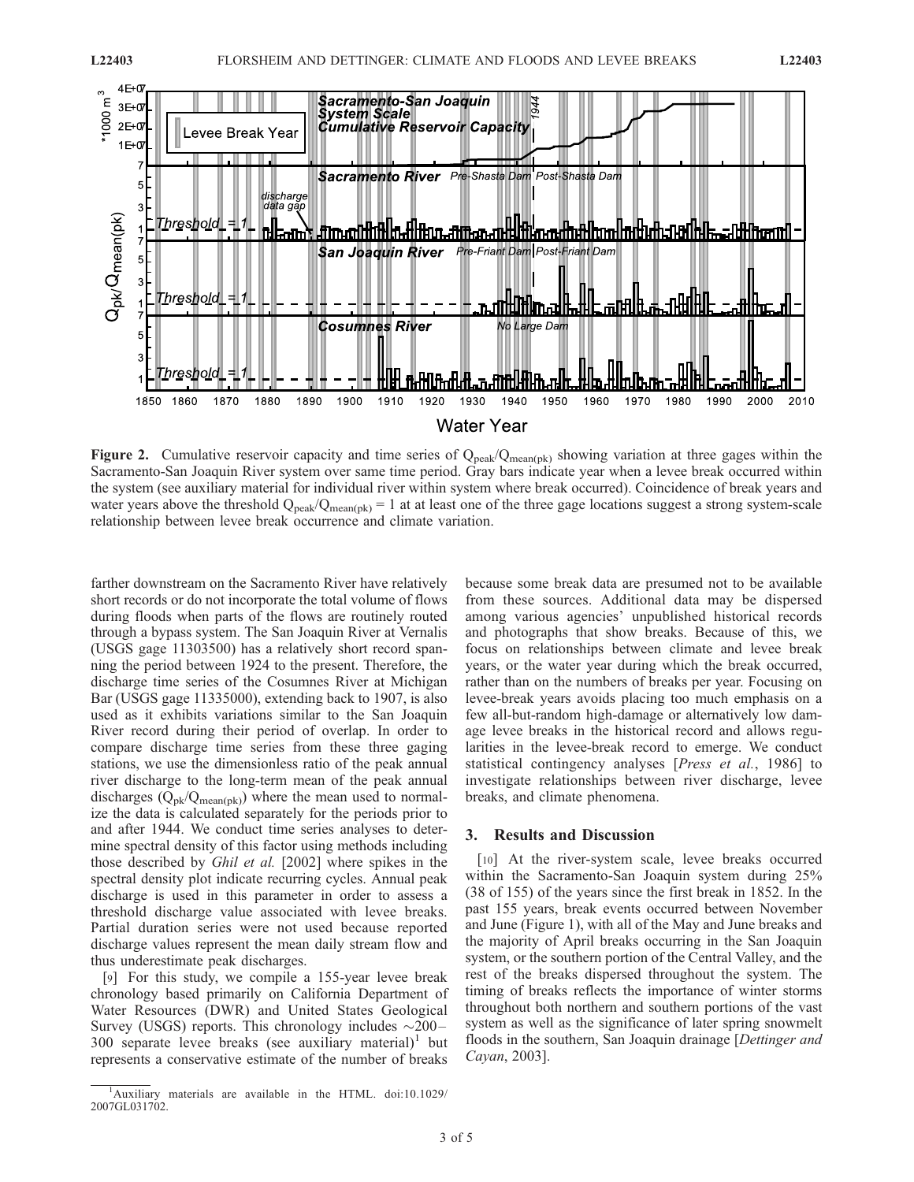**Figure 2.** Cumulative reservoir capacity and time series of $Q_{peak}/Q_{mean(pk)}$ showing variation at three gages within the Sacramento-San Joaquin River system over same time period. Gray bars indicate year when a levee break occurred within the system (see auxiliary material for individual river within system where break occurred). Coincidence of break years and water years above the threshold $Q_{peak}/Q_{mean(pk)} = 1$ at at least one of the three gage locations suggest a strong system-scale relationship between levee break occurrence and climate variation.

farther downstream on the Sacramento River have relatively short records or do not incorporate the total volume of flows during floods when parts of the flows are routinely routed through a bypass system. The San Joaquin River at Vernalis (USGS gage 11303500) has a relatively short record spanning the period between 1924 to the present. Therefore, the discharge time series of the Cosumnes River at Michigan Bar (USGS gage 11335000), extending back to 1907, is also used as it exhibits variations similar to the San Joaquin River record during their period of overlap. In order to compare discharge time series from these three gaging stations, we use the dimensionless ratio of the peak annual river discharge to the long-term mean of the peak annual discharges ($Q_{pk}/Q_{mean(pk)}$) where the mean used to normalize the data is calculated separately for the periods prior to and after 1944. We conduct time series analyses to determine spectral density of this factor using methods including those described by *Ghil et al.* [2002] where spikes in the spectral density plot indicate recurring cycles. Annual peak discharge is used in this parameter in order to assess a threshold discharge value associated with levee breaks. Partial duration series were not used because reported discharge values represent the mean daily stream flow and thus underestimate peak discharges.

[9] For this study, we compile a 155-year levee break chronology based primarily on California Department of Water Resources (DWR) and United States Geological Survey (USGS) reports. This chronology includes ~200–300 separate levee breaks (see auxiliary material)[1] but represents a conservative estimate of the number of breaks because some break data are presumed not to be available from these sources. Additional data may be dispersed among various agencies' unpublished historical records and photographs that show breaks. Because of this, we focus on relationships between climate and levee break years, or the water year during which the break occurred, rather than on the numbers of breaks per year. Focusing on levee-break years avoids placing too much emphasis on a few all-but-random high-damage or alternatively low damage levee breaks in the historical record and allows regularities in the levee-break record to emerge. We conduct statistical contingency analyses [*Press et al.*, 1986] to investigate relationships between river discharge, levee breaks, and climate phenomena.

## 3. Results and Discussion

[10] At the river-system scale, levee breaks occurred within the Sacramento-San Joaquin system during 25% (38 of 155) of the years since the first break in 1852. In the past 155 years, break events occurred between November and June (Figure 1), with all of the May and June breaks and the majority of April breaks occurring in the San Joaquin system, or the southern portion of the Central Valley, and the rest of the breaks dispersed throughout the system. The timing of breaks reflects the importance of winter storms throughout both northern and southern portions of the vast system as well as the significance of later spring snowmelt floods in the southern, San Joaquin drainage [*Dettinger and Cayan*, 2003].

[1] Auxiliary materials are available in the HTML. doi:10.1029/2007GL031702.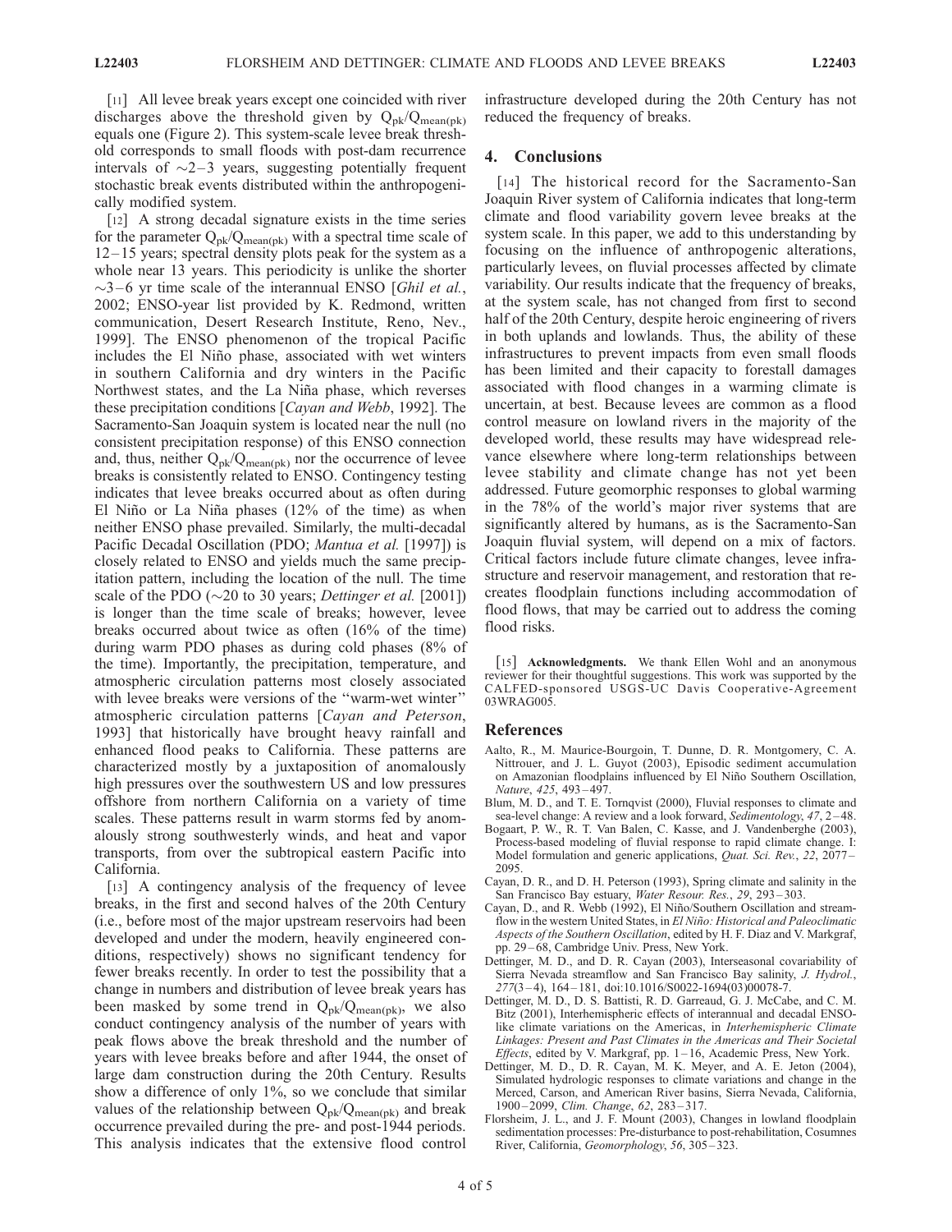[11] All levee break years except one coincided with river discharges above the threshold given by $Q_{pk}/Q_{mean(pk)}$ equals one (Figure 2). This system-scale levee break threshold corresponds to small floods with post-dam recurrence intervals of ~2–3 years, suggesting potentially frequent stochastic break events distributed within the anthropogenically modified system.

[12] A strong decadal signature exists in the time series for the parameter $Q_{pk}/Q_{mean(pk)}$ with a spectral time scale of 12–15 years; spectral density plots peak for the system as a whole near 13 years. This periodicity is unlike the shorter ~3–6 yr time scale of the interannual ENSO [*Ghil et al.*, 2002; ENSO-year list provided by K. Redmond, written communication, Desert Research Institute, Reno, Nev., 1999]. The ENSO phenomenon of the tropical Pacific includes the El Niño phase, associated with wet winters in southern California and dry winters in the Pacific Northwest states, and the La Niña phase, which reverses these precipitation conditions [*Cayan and Webb*, 1992]. The Sacramento-San Joaquin system is located near the null (no consistent precipitation response) of this ENSO connection and, thus, neither $Q_{pk}/Q_{mean(pk)}$ nor the occurrence of levee breaks is consistently related to ENSO. Contingency testing indicates that levee breaks occurred about as often during El Niño or La Niña phases (12% of the time) as when neither ENSO phase prevailed. Similarly, the multi-decadal Pacific Decadal Oscillation (PDO; *Mantua et al.* [1997]) is closely related to ENSO and yields much the same precipitation pattern, including the location of the null. The time scale of the PDO (~20 to 30 years; *Dettinger et al.* [2001]) is longer than the time scale of breaks; however, levee breaks occurred about twice as often (16% of the time) during warm PDO phases as during cold phases (8% of the time). Importantly, the precipitation, temperature, and atmospheric circulation patterns most closely associated with levee breaks were versions of the "warm-wet winter" atmospheric circulation patterns [*Cayan and Peterson*, 1993] that historically have brought heavy rainfall and enhanced flood peaks to California. These patterns are characterized mostly by a juxtaposition of anomalously high pressures over the southwestern US and low pressures offshore from northern California on a variety of time scales. These patterns result in warm storms fed by anomalously strong southwesterly winds, and heat and vapor transports, from over the subtropical eastern Pacific into California.

[13] A contingency analysis of the frequency of levee breaks, in the first and second halves of the 20th Century (i.e., before most of the major upstream reservoirs had been developed and under the modern, heavily engineered conditions, respectively) shows no significant tendency for fewer breaks recently. In order to test the possibility that a change in numbers and distribution of levee break years has been masked by some trend in $Q_{pk}/Q_{mean(pk)}$, we also conduct contingency analysis of the number of years with peak flows above the break threshold and the number of years with levee breaks before and after 1944, the onset of large dam construction during the 20th Century. Results show a difference of only 1%, so we conclude that similar values of the relationship between $Q_{pk}/Q_{mean(pk)}$ and break occurrence prevailed during the pre- and post-1944 periods. This analysis indicates that the extensive flood control infrastructure developed during the 20th Century has not reduced the frequency of breaks.

## 4. Conclusions

[14] The historical record for the Sacramento-San Joaquin River system of California indicates that long-term climate and flood variability govern levee breaks at the system scale. In this paper, we add to this understanding by focusing on the influence of anthropogenic alterations, particularly levees, on fluvial processes affected by climate variability. Our results indicate that the frequency of breaks, at the system scale, has not changed from first to second half of the 20th Century, despite heroic engineering of rivers in both uplands and lowlands. Thus, the ability of these infrastructures to prevent impacts from even small floods has been limited and their capacity to forestall damages associated with flood changes in a warming climate is uncertain, at best. Because levees are common as a flood control measure on lowland rivers in the majority of the developed world, these results may have widespread relevance elsewhere where long-term relationships between levee stability and climate change has not yet been addressed. Future geomorphic responses to global warming in the 78% of the world's major river systems that are significantly altered by humans, as is the Sacramento-San Joaquin fluvial system, will depend on a mix of factors. Critical factors include future climate changes, levee infrastructure and reservoir management, and restoration that recreates floodplain functions including accommodation of flood flows, that may be carried out to address the coming flood risks.

[15] **Acknowledgments.** We thank Ellen Wohl and an anonymous reviewer for their thoughtful suggestions. This work was supported by the CALFED-sponsored USGS-UC Davis Cooperative-Agreement 03WRAG005.

## References

Aalto, R., M. Maurice-Bourgoin, T. Dunne, D. R. Montgomery, C. A. Nittrouer, and J. L. Guyot (2003), Episodic sediment accumulation on Amazonian floodplains influenced by El Niño Southern Oscillation, *Nature*, *425*, 493–497.

Blum, M. D., and T. E. Tornqvist (2000), Fluvial responses to climate and sea-level change: A review and a look forward, *Sedimentology*, *47*, 2–48.

Bogaart, P. W., R. T. Van Balen, C. Kasse, and J. Vandenberghe (2003), Process-based modeling of fluvial response to rapid climate change. I: Model formulation and generic applications, *Quat. Sci. Rev.*, *22*, 2077–2095.

Cayan, D. R., and D. H. Peterson (1993), Spring climate and salinity in the San Francisco Bay estuary, *Water Resour. Res.*, *29*, 293–303.

Cayan, D., and R. Webb (1992), El Niño/Southern Oscillation and streamflow in the western United States, in *El Niño: Historical and Paleoclimatic Aspects of the Southern Oscillation*, edited by H. F. Diaz and V. Markgraf, pp. 29–68, Cambridge Univ. Press, New York.

Dettinger, M. D., and D. R. Cayan (2003), Interseasonal covariability of Sierra Nevada streamflow and San Francisco Bay salinity, *J. Hydrol.*, *277*(3–4), 164–181, doi:10.1016/S0022-1694(03)00078-7.

Dettinger, M. D., D. S. Battisti, R. D. Garreaud, G. J. McCabe, and C. M. Bitz (2001), Interhemispheric effects of interannual and decadal ENSO-like climate variations on the Americas, in *Interhemispheric Climate Linkages: Present and Past Climates in the Americas and Their Societal Effects*, edited by V. Markgraf, pp. 1–16, Academic Press, New York.

Dettinger, M. D., D. R. Cayan, M. K. Meyer, and A. E. Jeton (2004), Simulated hydrologic responses to climate variations and change in the Merced, Carson, and American River basins, Sierra Nevada, California, 1900–2099, *Clim. Change*, *62*, 283–317.

Florsheim, J. L., and J. F. Mount (2003), Changes in lowland floodplain sedimentation processes: Pre-disturbance to post-rehabilitation, Cosumnes River, California, *Geomorphology*, *56*, 305–323.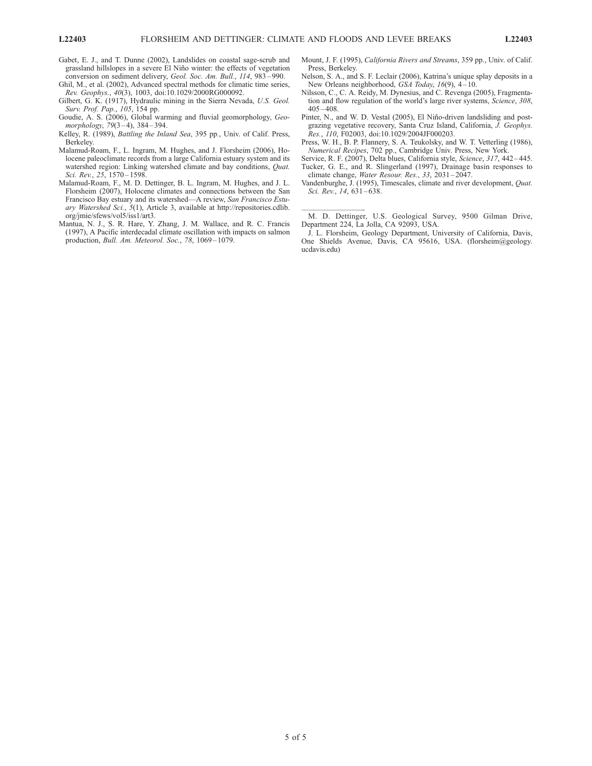Gabet, E. J., and T. Dunne (2002), Landslides on coastal sage-scrub and grassland hillslopes in a severe El Niño winter: the effects of vegetation conversion on sediment delivery, *Geol. Soc. Am. Bull.*, *114*, 983–990.

Ghil, M., et al. (2002), Advanced spectral methods for climatic time series, *Rev. Geophys.*, *40*(3), 1003, doi:10.1029/2000RG000092.

Gilbert, G. K. (1917), Hydraulic mining in the Sierra Nevada, *U.S. Geol. Surv. Prof. Pap.*, *105*, 154 pp.

Goudie, A. S. (2006), Global warming and fluvial geomorphology, *Geomorphology*, *79*(3–4), 384–394.

Kelley, R. (1989), *Battling the Inland Sea*, 395 pp., Univ. of Calif. Press, Berkeley.

Malamud-Roam, F., L. Ingram, M. Hughes, and J. Florsheim (2006), Holocene paleoclimate records from a large California estuary system and its watershed region: Linking watershed climate and bay conditions, *Quat. Sci. Rev.*, *25*, 1570–1598.

Malamud-Roam, F., M. D. Dettinger, B. L. Ingram, M. Hughes, and J. L. Florsheim (2007), Holocene climates and connections between the San Francisco Bay estuary and its watershed—A review, *San Francisco Estuary Watershed Sci.*, *5*(1), Article 3, available at http://repositories.cdlib.org/jmie/sfews/vol5/iss1/art3.

Mantua, N. J., S. R. Hare, Y. Zhang, J. M. Wallace, and R. C. Francis (1997), A Pacific interdecadal climate oscillation with impacts on salmon production, *Bull. Am. Meteorol. Soc.*, *78*, 1069–1079.

Mount, J. F. (1995), *California Rivers and Streams*, 359 pp., Univ. of Calif. Press, Berkeley.

Nelson, S. A., and S. F. Leclair (2006), Katrina's unique splay deposits in a New Orleans neighborhood, *GSA Today*, *16*(9), 4–10.

Nilsson, C., C. A. Reidy, M. Dynesius, and C. Revenga (2005), Fragmentation and flow regulation of the world's large river systems, *Science*, *308*, 405–408.

Pinter, N., and W. D. Vestal (2005), El Niño-driven landsliding and postgrazing vegetative recovery, Santa Cruz Island, California, *J. Geophys. Res.*, *110*, F02003, doi:10.1029/2004JF000203.

Press, W. H., B. P. Flannery, S. A. Teukolsky, and W. T. Vetterling (1986), *Numerical Recipes*, 702 pp., Cambridge Univ. Press, New York.

Service, R. F. (2007), Delta blues, California style, *Science*, *317*, 442–445.

Tucker, G. E., and R. Slingerland (1997), Drainage basin responses to climate change, *Water Resour. Res.*, *33*, 2031–2047.

Vandenburghe, J. (1995), Timescales, climate and river development, *Quat. Sci. Rev.*, *14*, 631–638.

---

M. D. Dettinger, U.S. Geological Survey, 9500 Gilman Drive, Department 224, La Jolla, CA 92093, USA.

J. L. Florsheim, Geology Department, University of California, Davis, One Shields Avenue, Davis, CA 95616, USA. (florsheim@geology.ucdavis.edu)